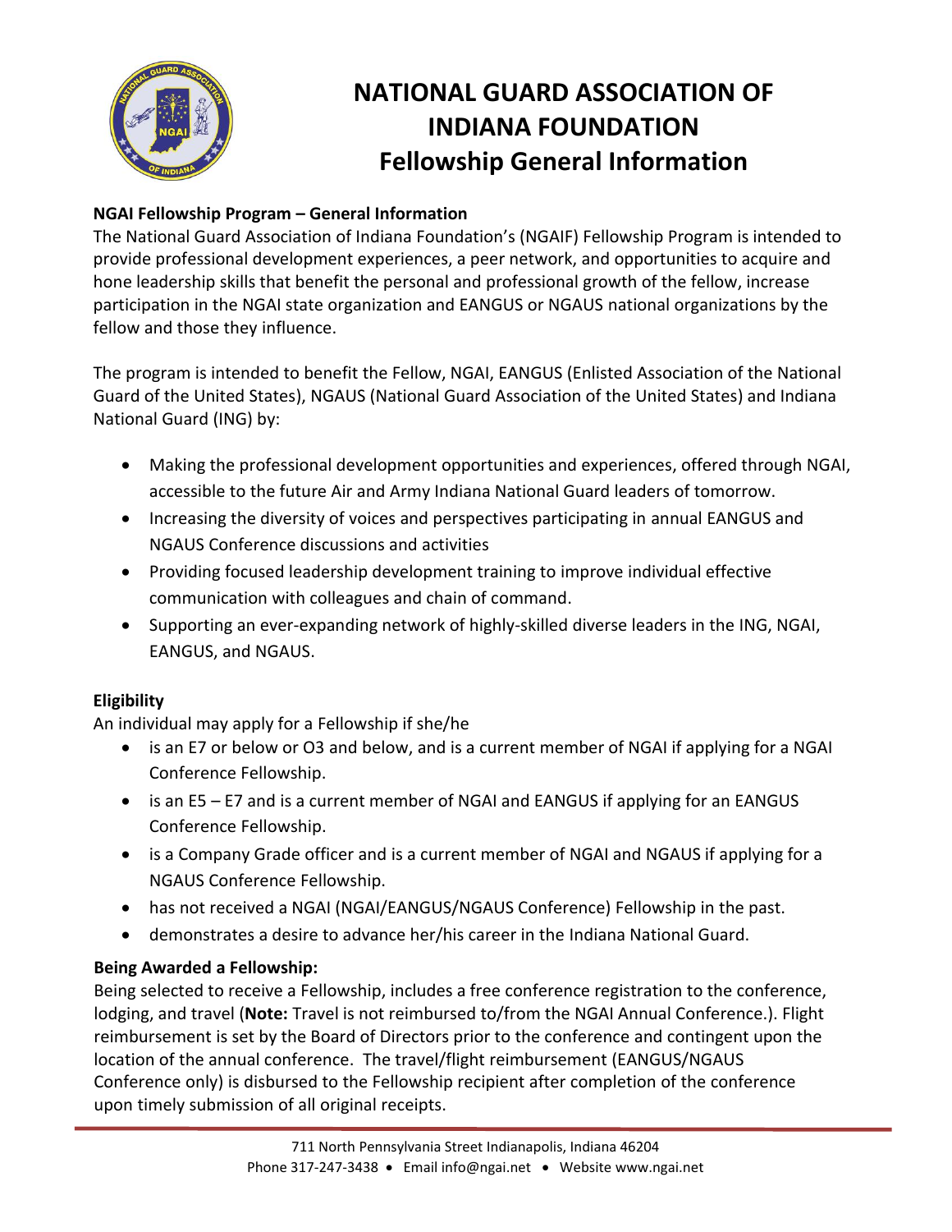# NATIONAL GUARD ASSOCIATION OF INDIANA FOUNDATION
## Fellowship General Information

**NGAI Fellowship Program – General Information**

The National Guard Association of Indiana Foundation's (NGAIF) Fellowship Program is intended to provide professional development experiences, a peer network, and opportunities to acquire and hone leadership skills that benefit the personal and professional growth of the fellow, increase participation in the NGAI state organization and EANGUS or NGAUS national organizations by the fellow and those they influence.

The program is intended to benefit the Fellow, NGAI, EANGUS (Enlisted Association of the National Guard of the United States), NGAUS (National Guard Association of the United States) and Indiana National Guard (ING) by:

- Making the professional development opportunities and experiences, offered through NGAI, accessible to the future Air and Army Indiana National Guard leaders of tomorrow.
- Increasing the diversity of voices and perspectives participating in annual EANGUS and NGAUS Conference discussions and activities
- Providing focused leadership development training to improve individual effective communication with colleagues and chain of command.
- Supporting an ever-expanding network of highly-skilled diverse leaders in the ING, NGAI, EANGUS, and NGAUS.

**Eligibility**

An individual may apply for a Fellowship if she/he

- is an E7 or below or O3 and below, and is a current member of NGAI if applying for a NGAI Conference Fellowship.
- is an E5 – E7 and is a current member of NGAI and EANGUS if applying for an EANGUS Conference Fellowship.
- is a Company Grade officer and is a current member of NGAI and NGAUS if applying for a NGAUS Conference Fellowship.
- has not received a NGAI (NGAI/EANGUS/NGAUS Conference) Fellowship in the past.
- demonstrates a desire to advance her/his career in the Indiana National Guard.

**Being Awarded a Fellowship:**

Being selected to receive a Fellowship, includes a free conference registration to the conference, lodging, and travel (**Note:** Travel is not reimbursed to/from the NGAI Annual Conference.). Flight reimbursement is set by the Board of Directors prior to the conference and contingent upon the location of the annual conference. The travel/flight reimbursement (EANGUS/NGAUS Conference only) is disbursed to the Fellowship recipient after completion of the conference upon timely submission of all original receipts.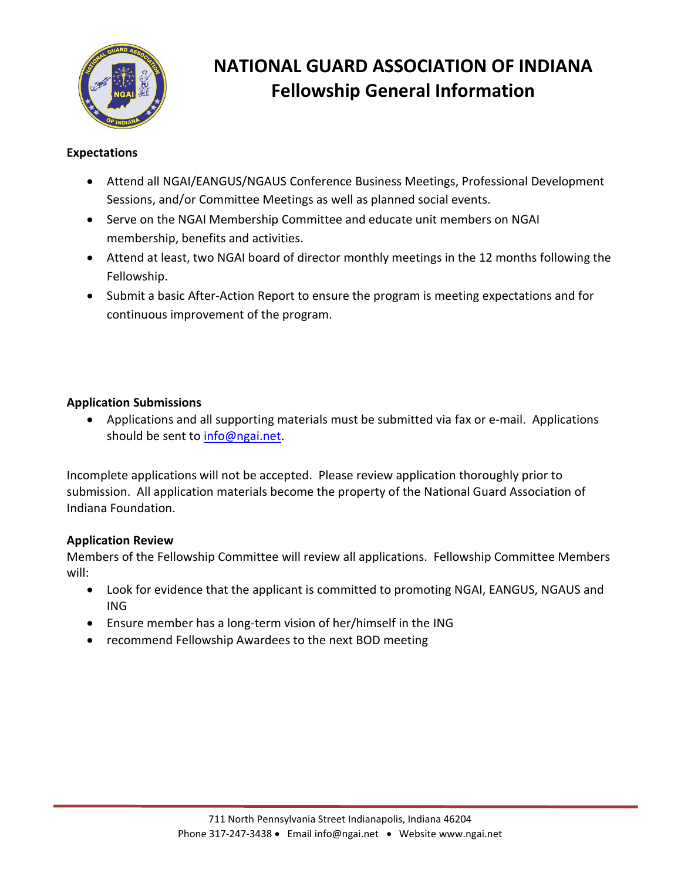# NATIONAL GUARD ASSOCIATION OF INDIANA
## Fellowship General Information

**Expectations**

- Attend all NGAI/EANGUS/NGAUS Conference Business Meetings, Professional Development Sessions, and/or Committee Meetings as well as planned social events.
- Serve on the NGAI Membership Committee and educate unit members on NGAI membership, benefits and activities.
- Attend at least, two NGAI board of director monthly meetings in the 12 months following the Fellowship.
- Submit a basic After-Action Report to ensure the program is meeting expectations and for continuous improvement of the program.

**Application Submissions**

- Applications and all supporting materials must be submitted via fax or e-mail. Applications should be sent to info@ngai.net.

Incomplete applications will not be accepted. Please review application thoroughly prior to submission. All application materials become the property of the National Guard Association of Indiana Foundation.

**Application Review**

Members of the Fellowship Committee will review all applications. Fellowship Committee Members will:

- Look for evidence that the applicant is committed to promoting NGAI, EANGUS, NGAUS and ING
- Ensure member has a long-term vision of her/himself in the ING
- recommend Fellowship Awardees to the next BOD meeting

711 North Pennsylvania Street Indianapolis, Indiana 46204
Phone 317-247-3438 • Email info@ngai.net • Website www.ngai.net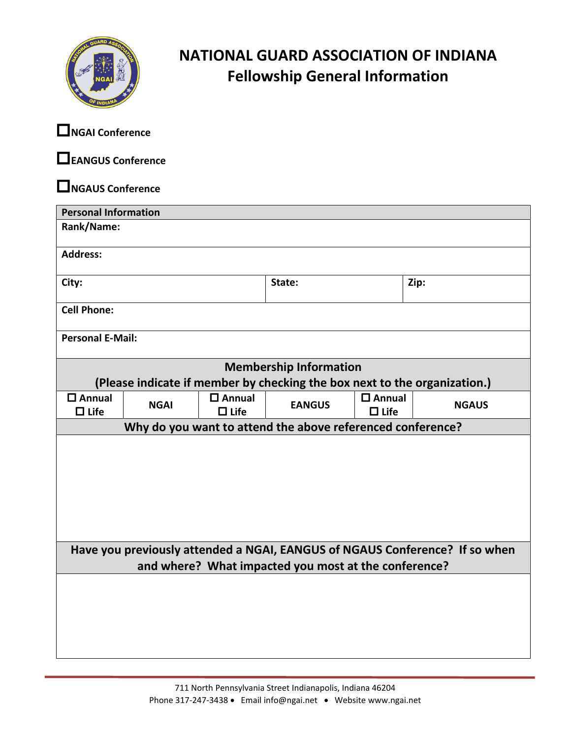# NATIONAL GUARD ASSOCIATION OF INDIANA
## Fellowship General Information

☐ **NGAI Conference**

☐ **EANGUS Conference**

☐ **NGAUS Conference**

| **Personal Information** | | |
|---|---|---|
| **Rank/Name:** | | |
| **Address:** | | |
| **City:** | **State:** | **Zip:** |
| **Cell Phone:** | | |
| **Personal E-Mail:** | | |

| **Membership Information (Please indicate if member by checking the box next to the organization.)** | | | | | |
|---|---|---|---|---|---|
| ☐ Annual ☐ Life | NGAI | ☐ Annual ☐ Life | EANGUS | ☐ Annual ☐ Life | NGAUS |

| **Why do you want to attend the above referenced conference?** |
|---|
| |

| **Have you previously attended a NGAI, EANGUS of NGAUS Conference? If so when and where? What impacted you most at the conference?** |
|---|
| |

711 North Pennsylvania Street Indianapolis, Indiana 46204
Phone 317-247-3438 • Email info@ngai.net • Website www.ngai.net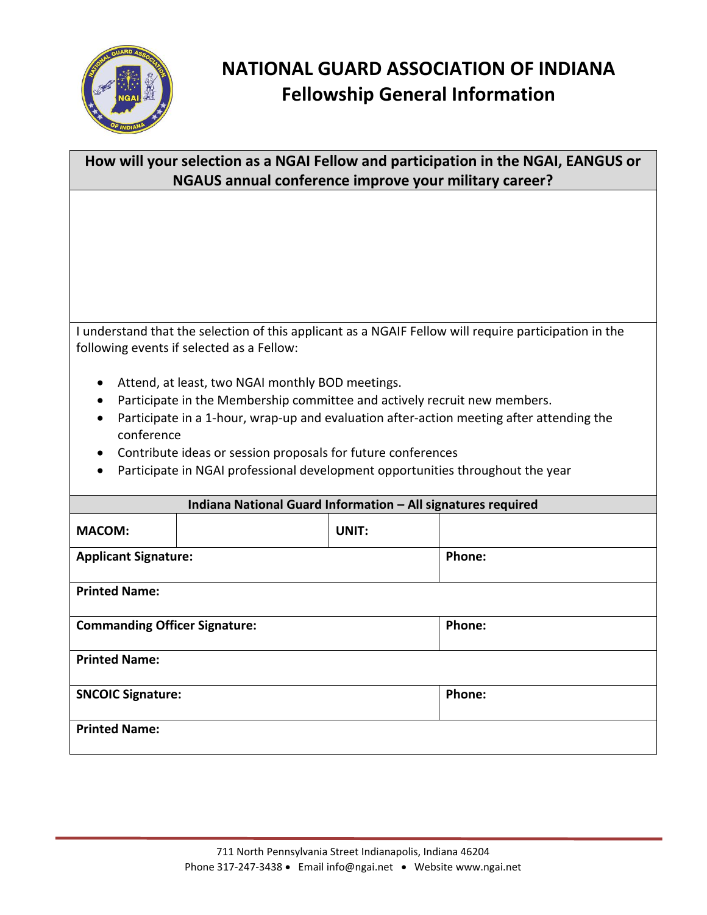# NATIONAL GUARD ASSOCIATION OF INDIANA
## Fellowship General Information

| How will your selection as a NGAI Fellow and participation in the NGAI, EANGUS or NGAUS annual conference improve your military career? |
|---|
| |

I understand that the selection of this applicant as a NGAIF Fellow will require participation in the following events if selected as a Fellow:

- Attend, at least, two NGAI monthly BOD meetings.
- Participate in the Membership committee and actively recruit new members.
- Participate in a 1-hour, wrap-up and evaluation after-action meeting after attending the conference
- Contribute ideas or session proposals for future conferences
- Participate in NGAI professional development opportunities throughout the year

| Indiana National Guard Information – All signatures required | | | |
|---|---|---|---|
| **MACOM:** | | **UNIT:** | |
| **Applicant Signature:** | | | **Phone:** |
| **Printed Name:** | | | |
| **Commanding Officer Signature:** | | | **Phone:** |
| **Printed Name:** | | | |
| **SNCOIC Signature:** | | | **Phone:** |
| **Printed Name:** | | | |

711 North Pennsylvania Street Indianapolis, Indiana 46204
Phone 317-247-3438 • Email info@ngai.net • Website www.ngai.net